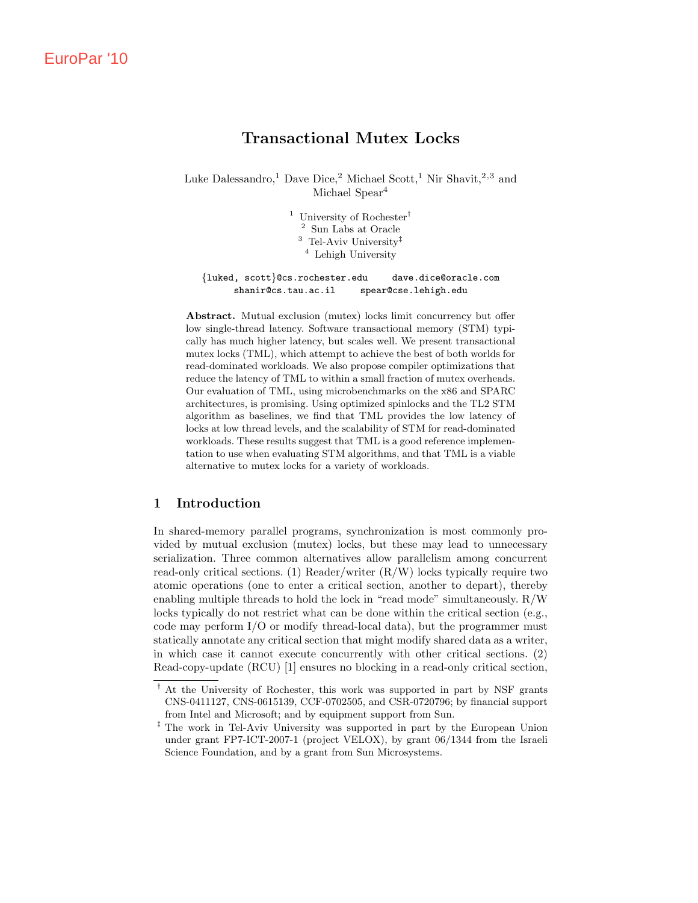EuroPar '10

# Transactional Mutex Locks

Luke Dalessandro,[1] Dave Dice,[2] Michael Scott,[1] Nir Shavit,[2,3] and Michael Spear[4]

[1] University of Rochester[†]
[2] Sun Labs at Oracle
[3] Tel-Aviv University[‡]
[4] Lehigh University

{luked, scott}@cs.rochester.edu dave.dice@oracle.com
shanir@cs.tau.ac.il spear@cse.lehigh.edu

**Abstract.** Mutual exclusion (mutex) locks limit concurrency but offer low single-thread latency. Software transactional memory (STM) typically has much higher latency, but scales well. We present transactional mutex locks (TML), which attempt to achieve the best of both worlds for read-dominated workloads. We also propose compiler optimizations that reduce the latency of TML to within a small fraction of mutex overheads. Our evaluation of TML, using microbenchmarks on the x86 and SPARC architectures, is promising. Using optimized spinlocks and the TL2 STM algorithm as baselines, we find that TML provides the low latency of locks at low thread levels, and the scalability of STM for read-dominated workloads. These results suggest that TML is a good reference implementation to use when evaluating STM algorithms, and that TML is a viable alternative to mutex locks for a variety of workloads.

## 1 Introduction

In shared-memory parallel programs, synchronization is most commonly provided by mutual exclusion (mutex) locks, but these may lead to unnecessary serialization. Three common alternatives allow parallelism among concurrent read-only critical sections. (1) Reader/writer (R/W) locks typically require two atomic operations (one to enter a critical section, another to depart), thereby enabling multiple threads to hold the lock in "read mode" simultaneously. R/W locks typically do not restrict what can be done within the critical section (e.g., code may perform I/O or modify thread-local data), but the programmer must statically annotate any critical section that might modify shared data as a writer, in which case it cannot execute concurrently with other critical sections. (2) Read-copy-update (RCU) [1] ensures no blocking in a read-only critical section,

[†] At the University of Rochester, this work was supported in part by NSF grants CNS-0411127, CNS-0615139, CCF-0702505, and CSR-0720796; by financial support from Intel and Microsoft; and by equipment support from Sun.

[‡] The work in Tel-Aviv University was supported in part by the European Union under grant FP7-ICT-2007-1 (project VELOX), by grant 06/1344 from the Israeli Science Foundation, and by a grant from Sun Microsystems.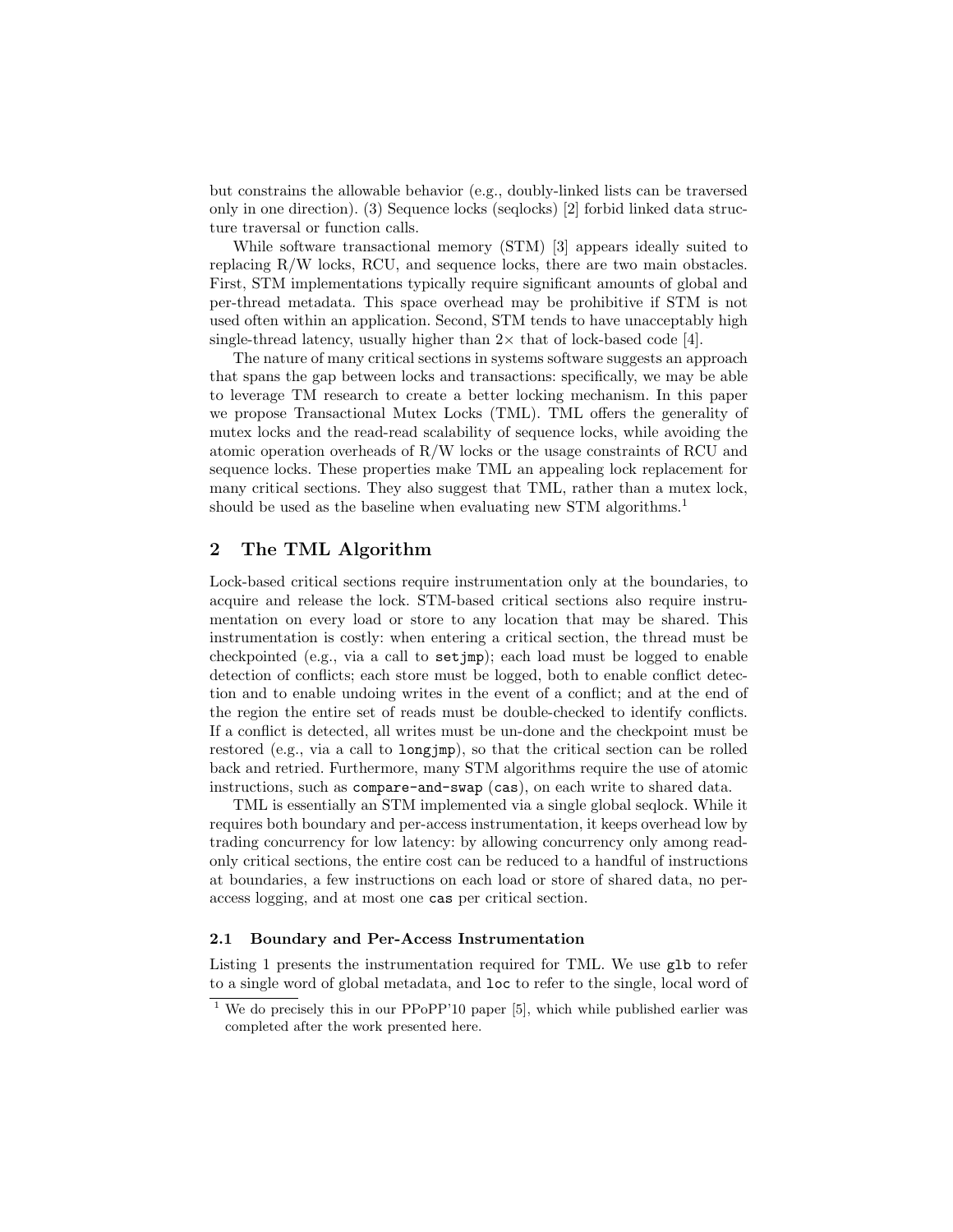but constrains the allowable behavior (e.g., doubly-linked lists can be traversed only in one direction). (3) Sequence locks (seqlocks) [2] forbid linked data structure traversal or function calls.

While software transactional memory (STM) [3] appears ideally suited to replacing R/W locks, RCU, and sequence locks, there are two main obstacles. First, STM implementations typically require significant amounts of global and per-thread metadata. This space overhead may be prohibitive if STM is not used often within an application. Second, STM tends to have unacceptably high single-thread latency, usually higher than 2× that of lock-based code [4].

The nature of many critical sections in systems software suggests an approach that spans the gap between locks and transactions: specifically, we may be able to leverage TM research to create a better locking mechanism. In this paper we propose Transactional Mutex Locks (TML). TML offers the generality of mutex locks and the read-read scalability of sequence locks, while avoiding the atomic operation overheads of R/W locks or the usage constraints of RCU and sequence locks. These properties make TML an appealing lock replacement for many critical sections. They also suggest that TML, rather than a mutex lock, should be used as the baseline when evaluating new STM algorithms.[1]

## 2 The TML Algorithm

Lock-based critical sections require instrumentation only at the boundaries, to acquire and release the lock. STM-based critical sections also require instrumentation on every load or store to any location that may be shared. This instrumentation is costly: when entering a critical section, the thread must be checkpointed (e.g., via a call to `setjmp`); each load must be logged to enable detection of conflicts; each store must be logged, both to enable conflict detection and to enable undoing writes in the event of a conflict; and at the end of the region the entire set of reads must be double-checked to identify conflicts. If a conflict is detected, all writes must be un-done and the checkpoint must be restored (e.g., via a call to `longjmp`), so that the critical section can be rolled back and retried. Furthermore, many STM algorithms require the use of atomic instructions, such as `compare-and-swap` (`cas`), on each write to shared data.

TML is essentially an STM implemented via a single global seqlock. While it requires both boundary and per-access instrumentation, it keeps overhead low by trading concurrency for low latency: by allowing concurrency only among read-only critical sections, the entire cost can be reduced to a handful of instructions at boundaries, a few instructions on each load or store of shared data, no per-access logging, and at most one `cas` per critical section.

### 2.1 Boundary and Per-Access Instrumentation

Listing 1 presents the instrumentation required for TML. We use `glb` to refer to a single word of global metadata, and `loc` to refer to the single, local word of

[1] We do precisely this in our PPoPP'10 paper [5], which while published earlier was completed after the work presented here.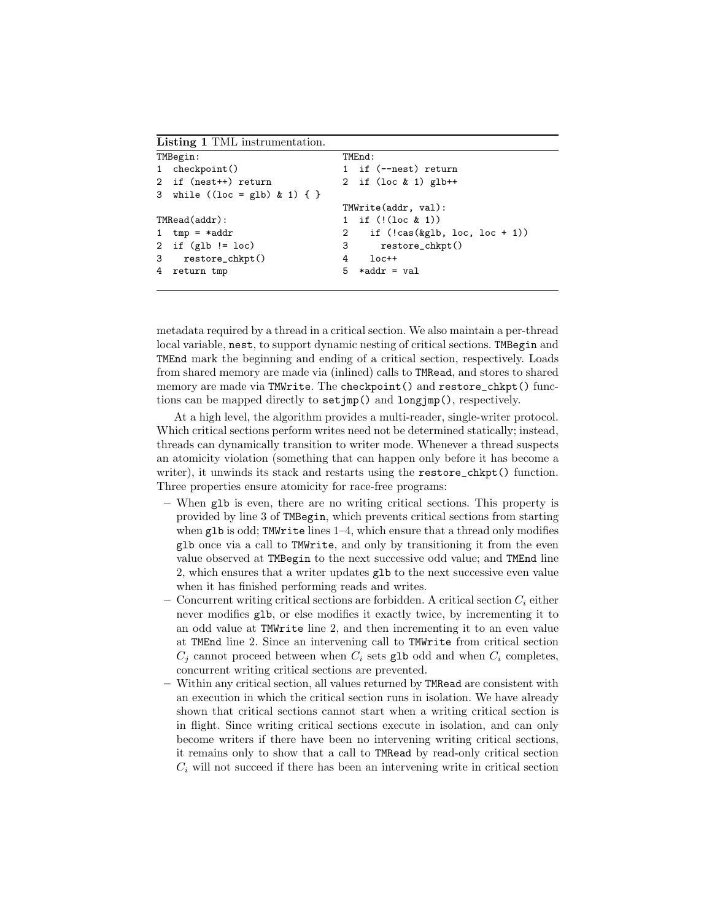**Listing 1** TML instrumentation.

```
TMBegin:
1  checkpoint()
2  if (nest++) return
3  while ((loc = glb) & 1) { }

TMRead(addr):
1  tmp = *addr
2  if (glb != loc)
3    restore_chkpt()
4  return tmp
```

```
TMEnd:
1  if (--nest) return
2  if (loc & 1) glb++

TMWrite(addr, val):
1  if (!(loc & 1))
2    if (!cas(&glb, loc, loc + 1))
3      restore_chkpt()
4    loc++
5  *addr = val
```

metadata required by a thread in a critical section. We also maintain a per-thread local variable, `nest`, to support dynamic nesting of critical sections. `TMBegin` and `TMEnd` mark the beginning and ending of a critical section, respectively. Loads from shared memory are made via (inlined) calls to `TMRead`, and stores to shared memory are made via `TMWrite`. The `checkpoint()` and `restore_chkpt()` functions can be mapped directly to `setjmp()` and `longjmp()`, respectively.

At a high level, the algorithm provides a multi-reader, single-writer protocol. Which critical sections perform writes need not be determined statically; instead, threads can dynamically transition to writer mode. Whenever a thread suspects an atomicity violation (something that can happen only before it has become a writer), it unwinds its stack and restarts using the `restore_chkpt()` function. Three properties ensure atomicity for race-free programs:

- When `glb` is even, there are no writing critical sections. This property is provided by line 3 of `TMBegin`, which prevents critical sections from starting when `glb` is odd; `TMWrite` lines 1–4, which ensure that a thread only modifies `glb` once via a call to `TMWrite`, and only by transitioning it from the even value observed at `TMBegin` to the next successive odd value; and `TMEnd` line 2, which ensures that a writer updates `glb` to the next successive even value when it has finished performing reads and writes.
- Concurrent writing critical sections are forbidden. A critical section $C_i$ either never modifies `glb`, or else modifies it exactly twice, by incrementing it to an odd value at `TMWrite` line 2, and then incrementing it to an even value at `TMEnd` line 2. Since an intervening call to `TMWrite` from critical section $C_j$ cannot proceed between when $C_i$ sets `glb` odd and when $C_i$ completes, concurrent writing critical sections are prevented.
- Within any critical section, all values returned by `TMRead` are consistent with an execution in which the critical section runs in isolation. We have already shown that critical sections cannot start when a writing critical section is in flight. Since writing critical sections execute in isolation, and can only become writers if there have been no intervening writing critical sections, it remains only to show that a call to `TMRead` by read-only critical section $C_i$ will not succeed if there has been an intervening write in critical section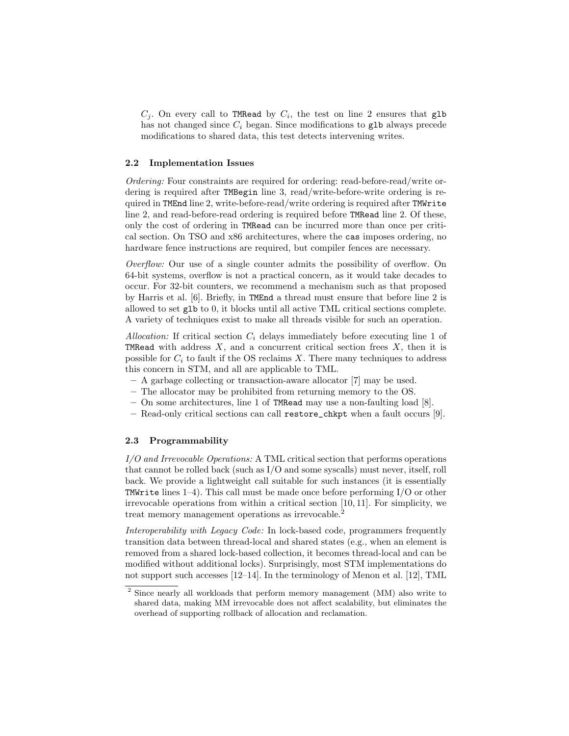$C_j$. On every call to `TMRead` by $C_i$, the test on line 2 ensures that `glb` has not changed since $C_i$ began. Since modifications to `glb` always precede modifications to shared data, this test detects intervening writes.

### 2.2 Implementation Issues

*Ordering:* Four constraints are required for ordering: read-before-read/write ordering is required after `TMBegin` line 3, read/write-before-write ordering is required in `TMEnd` line 2, write-before-read/write ordering is required after `TMWrite` line 2, and read-before-read ordering is required before `TMRead` line 2. Of these, only the cost of ordering in `TMRead` can be incurred more than once per critical section. On TSO and x86 architectures, where the `cas` imposes ordering, no hardware fence instructions are required, but compiler fences are necessary.

*Overflow:* Our use of a single counter admits the possibility of overflow. On 64-bit systems, overflow is not a practical concern, as it would take decades to occur. For 32-bit counters, we recommend a mechanism such as that proposed by Harris et al. [6]. Briefly, in `TMEnd` a thread must ensure that before line 2 is allowed to set `glb` to 0, it blocks until all active TML critical sections complete. A variety of techniques exist to make all threads visible for such an operation.

*Allocation:* If critical section $C_i$ delays immediately before executing line 1 of `TMRead` with address $X$, and a concurrent critical section frees $X$, then it is possible for $C_i$ to fault if the OS reclaims $X$. There many techniques to address this concern in STM, and all are applicable to TML.

- A garbage collecting or transaction-aware allocator [7] may be used.
- The allocator may be prohibited from returning memory to the OS.
- On some architectures, line 1 of `TMRead` may use a non-faulting load [8].
- Read-only critical sections can call `restore_chkpt` when a fault occurs [9].

### 2.3 Programmability

*I/O and Irrevocable Operations:* A TML critical section that performs operations that cannot be rolled back (such as I/O and some syscalls) must never, itself, roll back. We provide a lightweight call suitable for such instances (it is essentially `TMWrite` lines 1–4). This call must be made once before performing I/O or other irrevocable operations from within a critical section [10, 11]. For simplicity, we treat memory management operations as irrevocable.[2]

*Interoperability with Legacy Code:* In lock-based code, programmers frequently transition data between thread-local and shared states (e.g., when an element is removed from a shared lock-based collection, it becomes thread-local and can be modified without additional locks). Surprisingly, most STM implementations do not support such accesses [12–14]. In the terminology of Menon et al. [12], TML

[2] Since nearly all workloads that perform memory management (MM) also write to shared data, making MM irrevocable does not affect scalability, but eliminates the overhead of supporting rollback of allocation and reclamation.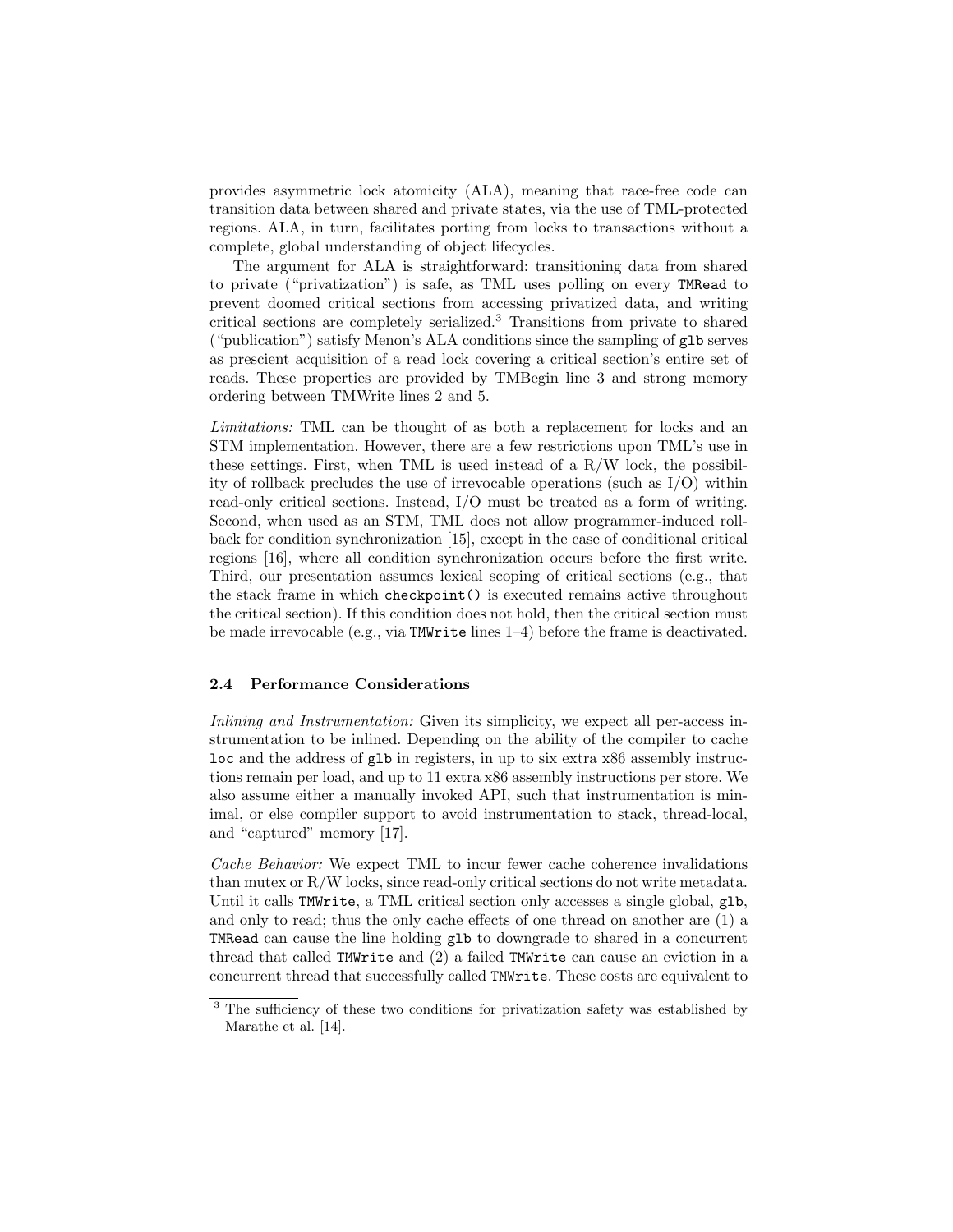provides asymmetric lock atomicity (ALA), meaning that race-free code can transition data between shared and private states, via the use of TML-protected regions. ALA, in turn, facilitates porting from locks to transactions without a complete, global understanding of object lifecycles.

The argument for ALA is straightforward: transitioning data from shared to private ("privatization") is safe, as TML uses polling on every `TMRead` to prevent doomed critical sections from accessing privatized data, and writing critical sections are completely serialized.[3] Transitions from private to shared ("publication") satisfy Menon's ALA conditions since the sampling of `glb` serves as prescient acquisition of a read lock covering a critical section's entire set of reads. These properties are provided by TMBegin line 3 and strong memory ordering between TMWrite lines 2 and 5.

*Limitations:* TML can be thought of as both a replacement for locks and an STM implementation. However, there are a few restrictions upon TML's use in these settings. First, when TML is used instead of a R/W lock, the possibility of rollback precludes the use of irrevocable operations (such as I/O) within read-only critical sections. Instead, I/O must be treated as a form of writing. Second, when used as an STM, TML does not allow programmer-induced rollback for condition synchronization [15], except in the case of conditional critical regions [16], where all condition synchronization occurs before the first write. Third, our presentation assumes lexical scoping of critical sections (e.g., that the stack frame in which `checkpoint()` is executed remains active throughout the critical section). If this condition does not hold, then the critical section must be made irrevocable (e.g., via `TMWrite` lines 1–4) before the frame is deactivated.

### 2.4 Performance Considerations

*Inlining and Instrumentation:* Given its simplicity, we expect all per-access instrumentation to be inlined. Depending on the ability of the compiler to cache `loc` and the address of `glb` in registers, in up to six extra x86 assembly instructions remain per load, and up to 11 extra x86 assembly instructions per store. We also assume either a manually invoked API, such that instrumentation is minimal, or else compiler support to avoid instrumentation to stack, thread-local, and "captured" memory [17].

*Cache Behavior:* We expect TML to incur fewer cache coherence invalidations than mutex or R/W locks, since read-only critical sections do not write metadata. Until it calls `TMWrite`, a TML critical section only accesses a single global, `glb`, and only to read; thus the only cache effects of one thread on another are (1) a `TMRead` can cause the line holding `glb` to downgrade to shared in a concurrent thread that called `TMWrite` and (2) a failed `TMWrite` can cause an eviction in a concurrent thread that successfully called `TMWrite`. These costs are equivalent to

[3] The sufficiency of these two conditions for privatization safety was established by Marathe et al. [14].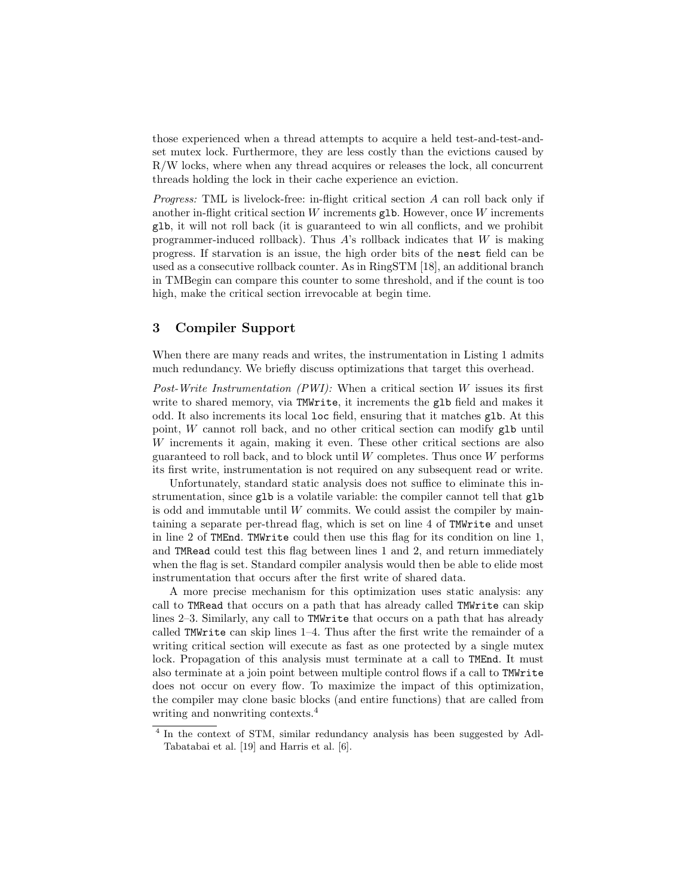those experienced when a thread attempts to acquire a held test-and-test-and-set mutex lock. Furthermore, they are less costly than the evictions caused by R/W locks, where when any thread acquires or releases the lock, all concurrent threads holding the lock in their cache experience an eviction.

*Progress:* TML is livelock-free: in-flight critical section $A$ can roll back only if another in-flight critical section $W$ increments `glb`. However, once $W$ increments `glb`, it will not roll back (it is guaranteed to win all conflicts, and we prohibit programmer-induced rollback). Thus $A$'s rollback indicates that $W$ is making progress. If starvation is an issue, the high order bits of the `nest` field can be used as a consecutive rollback counter. As in RingSTM [18], an additional branch in TMBegin can compare this counter to some threshold, and if the count is too high, make the critical section irrevocable at begin time.

## 3 Compiler Support

When there are many reads and writes, the instrumentation in Listing 1 admits much redundancy. We briefly discuss optimizations that target this overhead.

*Post-Write Instrumentation (PWI):* When a critical section $W$ issues its first write to shared memory, via `TMWrite`, it increments the `glb` field and makes it odd. It also increments its local `loc` field, ensuring that it matches `glb`. At this point, $W$ cannot roll back, and no other critical section can modify `glb` until $W$ increments it again, making it even. These other critical sections are also guaranteed to roll back, and to block until $W$ completes. Thus once $W$ performs its first write, instrumentation is not required on any subsequent read or write.

Unfortunately, standard static analysis does not suffice to eliminate this instrumentation, since `glb` is a volatile variable: the compiler cannot tell that `glb` is odd and immutable until $W$ commits. We could assist the compiler by maintaining a separate per-thread flag, which is set on line 4 of `TMWrite` and unset in line 2 of `TMEnd`. `TMWrite` could then use this flag for its condition on line 1, and `TMRead` could test this flag between lines 1 and 2, and return immediately when the flag is set. Standard compiler analysis would then be able to elide most instrumentation that occurs after the first write of shared data.

A more precise mechanism for this optimization uses static analysis: any call to `TMRead` that occurs on a path that has already called `TMWrite` can skip lines 2–3. Similarly, any call to `TMWrite` that occurs on a path that has already called `TMWrite` can skip lines 1–4. Thus after the first write the remainder of a writing critical section will execute as fast as one protected by a single mutex lock. Propagation of this analysis must terminate at a call to `TMEnd`. It must also terminate at a join point between multiple control flows if a call to `TMWrite` does not occur on every flow. To maximize the impact of this optimization, the compiler may clone basic blocks (and entire functions) that are called from writing and nonwriting contexts.[4]

[4] In the context of STM, similar redundancy analysis has been suggested by Adl-Tabatabai et al. [19] and Harris et al. [6].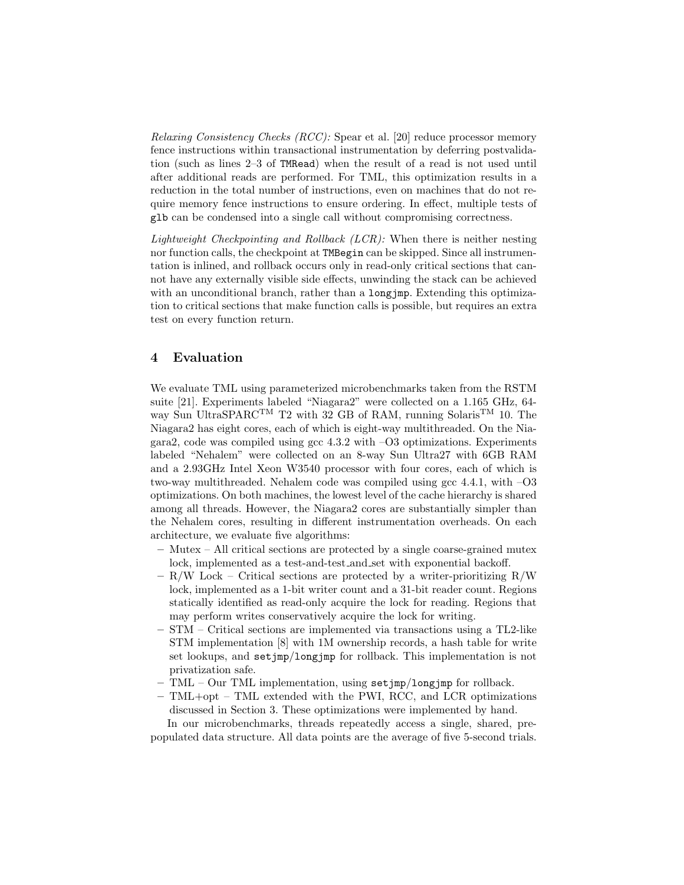*Relaxing Consistency Checks (RCC):* Spear et al. [20] reduce processor memory fence instructions within transactional instrumentation by deferring postvalidation (such as lines 2–3 of `TMRead`) when the result of a read is not used until after additional reads are performed. For TML, this optimization results in a reduction in the total number of instructions, even on machines that do not require memory fence instructions to ensure ordering. In effect, multiple tests of `glb` can be condensed into a single call without compromising correctness.

*Lightweight Checkpointing and Rollback (LCR):* When there is neither nesting nor function calls, the checkpoint at `TMBegin` can be skipped. Since all instrumentation is inlined, and rollback occurs only in read-only critical sections that cannot have any externally visible side effects, unwinding the stack can be achieved with an unconditional branch, rather than a `longjmp`. Extending this optimization to critical sections that make function calls is possible, but requires an extra test on every function return.

## 4 Evaluation

We evaluate TML using parameterized microbenchmarks taken from the RSTM suite [21]. Experiments labeled "Niagara2" were collected on a 1.165 GHz, 64-way Sun UltraSPARC™ T2 with 32 GB of RAM, running Solaris™ 10. The Niagara2 has eight cores, each of which is eight-way multithreaded. On the Niagara2, code was compiled using gcc 4.3.2 with –O3 optimizations. Experiments labeled "Nehalem" were collected on an 8-way Sun Ultra27 with 6GB RAM and a 2.93GHz Intel Xeon W3540 processor with four cores, each of which is two-way multithreaded. Nehalem code was compiled using gcc 4.4.1, with –O3 optimizations. On both machines, the lowest level of the cache hierarchy is shared among all threads. However, the Niagara2 cores are substantially simpler than the Nehalem cores, resulting in different instrumentation overheads. On each architecture, we evaluate five algorithms:

- Mutex – All critical sections are protected by a single coarse-grained mutex lock, implemented as a test-and-test_and_set with exponential backoff.
- R/W Lock – Critical sections are protected by a writer-prioritizing R/W lock, implemented as a 1-bit writer count and a 31-bit reader count. Regions statically identified as read-only acquire the lock for reading. Regions that may perform writes conservatively acquire the lock for writing.
- STM – Critical sections are implemented via transactions using a TL2-like STM implementation [8] with 1M ownership records, a hash table for write set lookups, and `setjmp`/`longjmp` for rollback. This implementation is not privatization safe.
- TML – Our TML implementation, using `setjmp`/`longjmp` for rollback.
- TML+opt – TML extended with the PWI, RCC, and LCR optimizations discussed in Section 3. These optimizations were implemented by hand.

In our microbenchmarks, threads repeatedly access a single, shared, prepopulated data structure. All data points are the average of five 5-second trials.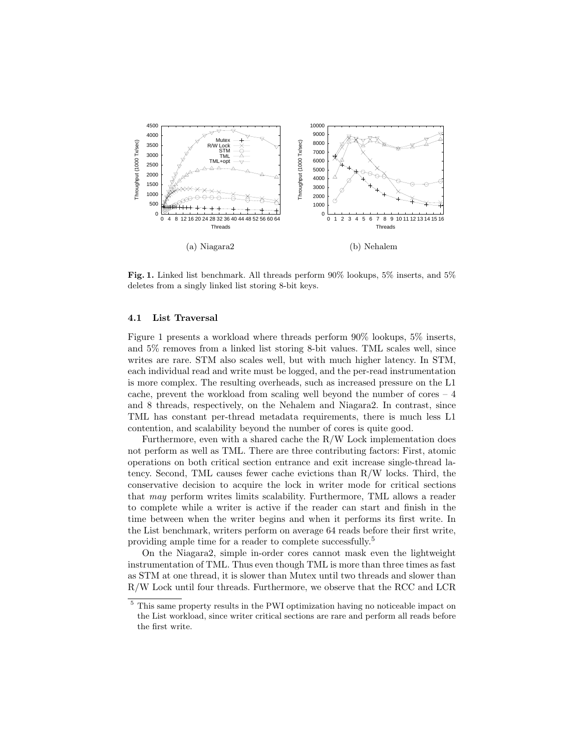(a) Niagara2

(b) Nehalem

**Fig. 1.** Linked list benchmark. All threads perform 90% lookups, 5% inserts, and 5% deletes from a singly linked list storing 8-bit keys.

### 4.1 List Traversal

Figure 1 presents a workload where threads perform 90% lookups, 5% inserts, and 5% removes from a linked list storing 8-bit values. TML scales well, since writes are rare. STM also scales well, but with much higher latency. In STM, each individual read and write must be logged, and the per-read instrumentation is more complex. The resulting overheads, such as increased pressure on the L1 cache, prevent the workload from scaling well beyond the number of cores – 4 and 8 threads, respectively, on the Nehalem and Niagara2. In contrast, since TML has constant per-thread metadata requirements, there is much less L1 contention, and scalability beyond the number of cores is quite good.

Furthermore, even with a shared cache the R/W Lock implementation does not perform as well as TML. There are three contributing factors: First, atomic operations on both critical section entrance and exit increase single-thread latency. Second, TML causes fewer cache evictions than R/W locks. Third, the conservative decision to acquire the lock in writer mode for critical sections that *may* perform writes limits scalability. Furthermore, TML allows a reader to complete while a writer is active if the reader can start and finish in the time between when the writer begins and when it performs its first write. In the List benchmark, writers perform on average 64 reads before their first write, providing ample time for a reader to complete successfully.[5]

On the Niagara2, simple in-order cores cannot mask even the lightweight instrumentation of TML. Thus even though TML is more than three times as fast as STM at one thread, it is slower than Mutex until two threads and slower than R/W Lock until four threads. Furthermore, we observe that the RCC and LCR

[5] This same property results in the PWI optimization having no noticeable impact on the List workload, since writer critical sections are rare and perform all reads before the first write.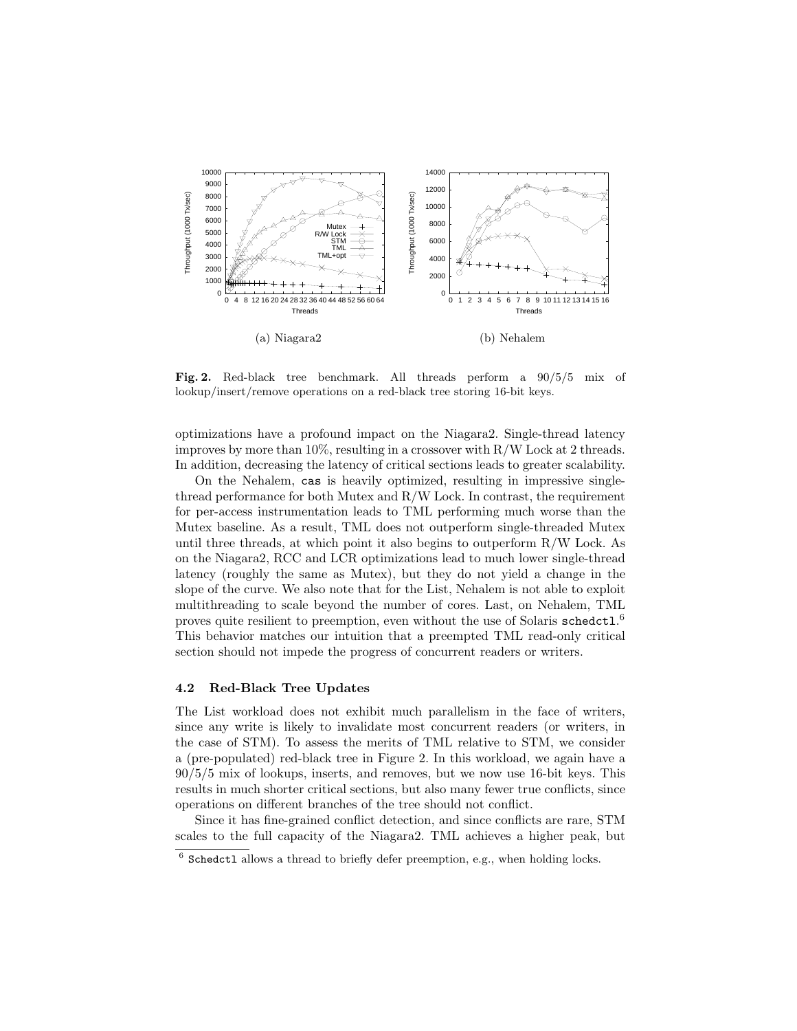**Fig. 2.** Red-black tree benchmark. All threads perform a 90/5/5 mix of lookup/insert/remove operations on a red-black tree storing 16-bit keys.

optimizations have a profound impact on the Niagara2. Single-thread latency improves by more than 10%, resulting in a crossover with R/W Lock at 2 threads. In addition, decreasing the latency of critical sections leads to greater scalability.

On the Nehalem, `cas` is heavily optimized, resulting in impressive single-thread performance for both Mutex and R/W Lock. In contrast, the requirement for per-access instrumentation leads to TML performing much worse than the Mutex baseline. As a result, TML does not outperform single-threaded Mutex until three threads, at which point it also begins to outperform R/W Lock. As on the Niagara2, RCC and LCR optimizations lead to much lower single-thread latency (roughly the same as Mutex), but they do not yield a change in the slope of the curve. We also note that for the List, Nehalem is not able to exploit multithreading to scale beyond the number of cores. Last, on Nehalem, TML proves quite resilient to preemption, even without the use of Solaris `schedctl`.[6] This behavior matches our intuition that a preempted TML read-only critical section should not impede the progress of concurrent readers or writers.

### 4.2 Red-Black Tree Updates

The List workload does not exhibit much parallelism in the face of writers, since any write is likely to invalidate most concurrent readers (or writers, in the case of STM). To assess the merits of TML relative to STM, we consider a (pre-populated) red-black tree in Figure 2. In this workload, we again have a 90/5/5 mix of lookups, inserts, and removes, but we now use 16-bit keys. This results in much shorter critical sections, but also many fewer true conflicts, since operations on different branches of the tree should not conflict.

Since it has fine-grained conflict detection, and since conflicts are rare, STM scales to the full capacity of the Niagara2. TML achieves a higher peak, but

[6] `Schedctl` allows a thread to briefly defer preemption, e.g., when holding locks.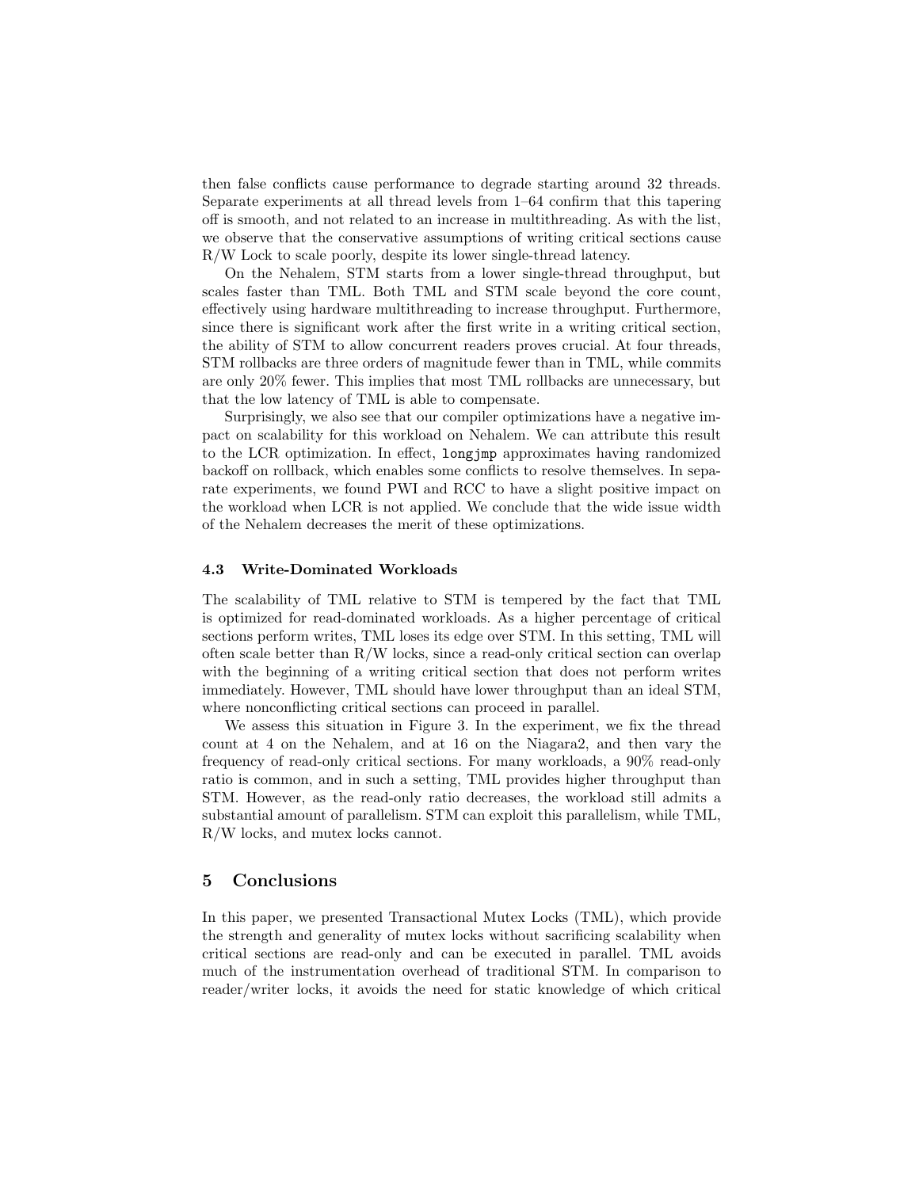then false conflicts cause performance to degrade starting around 32 threads. Separate experiments at all thread levels from 1–64 confirm that this tapering off is smooth, and not related to an increase in multithreading. As with the list, we observe that the conservative assumptions of writing critical sections cause R/W Lock to scale poorly, despite its lower single-thread latency.

On the Nehalem, STM starts from a lower single-thread throughput, but scales faster than TML. Both TML and STM scale beyond the core count, effectively using hardware multithreading to increase throughput. Furthermore, since there is significant work after the first write in a writing critical section, the ability of STM to allow concurrent readers proves crucial. At four threads, STM rollbacks are three orders of magnitude fewer than in TML, while commits are only 20% fewer. This implies that most TML rollbacks are unnecessary, but that the low latency of TML is able to compensate.

Surprisingly, we also see that our compiler optimizations have a negative impact on scalability for this workload on Nehalem. We can attribute this result to the LCR optimization. In effect, `longjmp` approximates having randomized backoff on rollback, which enables some conflicts to resolve themselves. In separate experiments, we found PWI and RCC to have a slight positive impact on the workload when LCR is not applied. We conclude that the wide issue width of the Nehalem decreases the merit of these optimizations.

### 4.3 Write-Dominated Workloads

The scalability of TML relative to STM is tempered by the fact that TML is optimized for read-dominated workloads. As a higher percentage of critical sections perform writes, TML loses its edge over STM. In this setting, TML will often scale better than R/W locks, since a read-only critical section can overlap with the beginning of a writing critical section that does not perform writes immediately. However, TML should have lower throughput than an ideal STM, where nonconflicting critical sections can proceed in parallel.

We assess this situation in Figure 3. In the experiment, we fix the thread count at 4 on the Nehalem, and at 16 on the Niagara2, and then vary the frequency of read-only critical sections. For many workloads, a 90% read-only ratio is common, and in such a setting, TML provides higher throughput than STM. However, as the read-only ratio decreases, the workload still admits a substantial amount of parallelism. STM can exploit this parallelism, while TML, R/W locks, and mutex locks cannot.

## 5 Conclusions

In this paper, we presented Transactional Mutex Locks (TML), which provide the strength and generality of mutex locks without sacrificing scalability when critical sections are read-only and can be executed in parallel. TML avoids much of the instrumentation overhead of traditional STM. In comparison to reader/writer locks, it avoids the need for static knowledge of which critical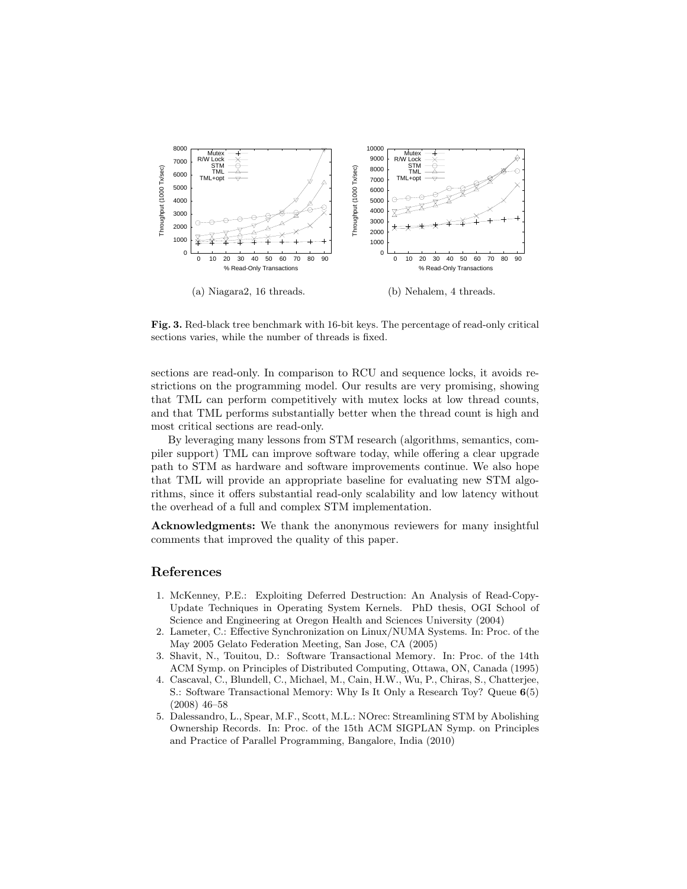(a) Niagara2, 16 threads.

(b) Nehalem, 4 threads.

**Fig. 3.** Red-black tree benchmark with 16-bit keys. The percentage of read-only critical sections varies, while the number of threads is fixed.

sections are read-only. In comparison to RCU and sequence locks, it avoids restrictions on the programming model. Our results are very promising, showing that TML can perform competitively with mutex locks at low thread counts, and that TML performs substantially better when the thread count is high and most critical sections are read-only.

By leveraging many lessons from STM research (algorithms, semantics, compiler support) TML can improve software today, while offering a clear upgrade path to STM as hardware and software improvements continue. We also hope that TML will provide an appropriate baseline for evaluating new STM algorithms, since it offers substantial read-only scalability and low latency without the overhead of a full and complex STM implementation.

**Acknowledgments:** We thank the anonymous reviewers for many insightful comments that improved the quality of this paper.

## References

1. McKenney, P.E.: Exploiting Deferred Destruction: An Analysis of Read-Copy-Update Techniques in Operating System Kernels. PhD thesis, OGI School of Science and Engineering at Oregon Health and Sciences University (2004)
2. Lameter, C.: Effective Synchronization on Linux/NUMA Systems. In: Proc. of the May 2005 Gelato Federation Meeting, San Jose, CA (2005)
3. Shavit, N., Touitou, D.: Software Transactional Memory. In: Proc. of the 14th ACM Symp. on Principles of Distributed Computing, Ottawa, ON, Canada (1995)
4. Cascaval, C., Blundell, C., Michael, M., Cain, H.W., Wu, P., Chiras, S., Chatterjee, S.: Software Transactional Memory: Why Is It Only a Research Toy? Queue **6**(5) (2008) 46–58
5. Dalessandro, L., Spear, M.F., Scott, M.L.: NOrec: Streamlining STM by Abolishing Ownership Records. In: Proc. of the 15th ACM SIGPLAN Symp. on Principles and Practice of Parallel Programming, Bangalore, India (2010)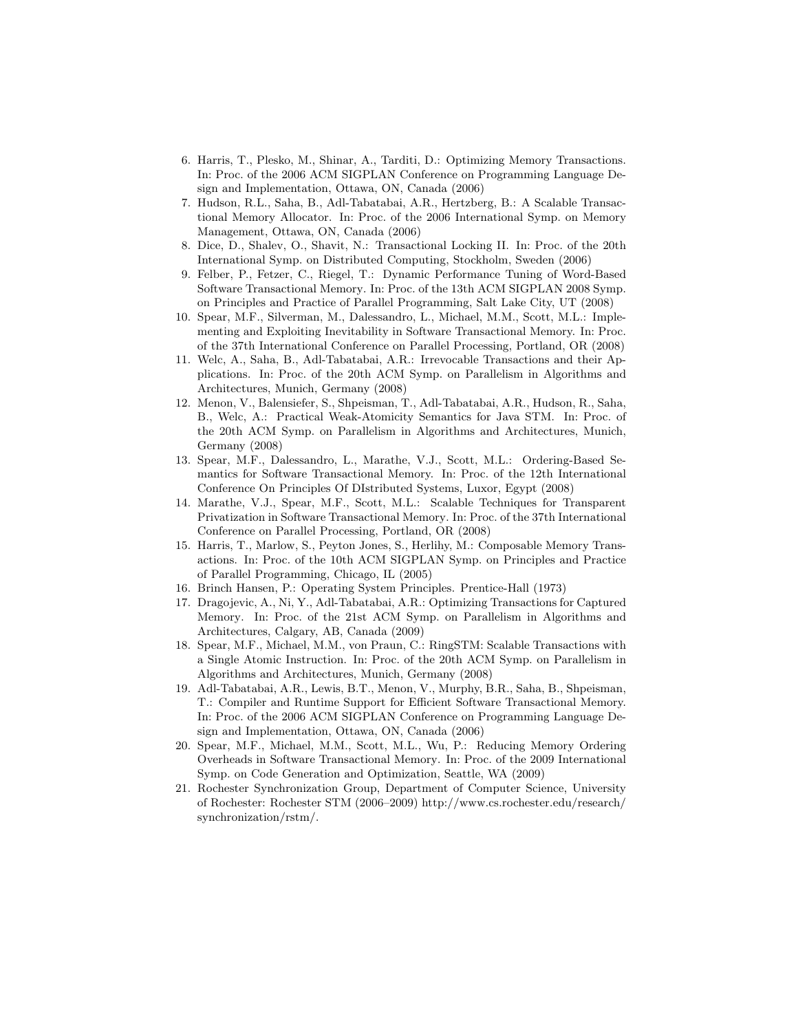6. Harris, T., Plesko, M., Shinar, A., Tarditi, D.: Optimizing Memory Transactions. In: Proc. of the 2006 ACM SIGPLAN Conference on Programming Language Design and Implementation, Ottawa, ON, Canada (2006)
7. Hudson, R.L., Saha, B., Adl-Tabatabai, A.R., Hertzberg, B.: A Scalable Transactional Memory Allocator. In: Proc. of the 2006 International Symp. on Memory Management, Ottawa, ON, Canada (2006)
8. Dice, D., Shalev, O., Shavit, N.: Transactional Locking II. In: Proc. of the 20th International Symp. on Distributed Computing, Stockholm, Sweden (2006)
9. Felber, P., Fetzer, C., Riegel, T.: Dynamic Performance Tuning of Word-Based Software Transactional Memory. In: Proc. of the 13th ACM SIGPLAN 2008 Symp. on Principles and Practice of Parallel Programming, Salt Lake City, UT (2008)
10. Spear, M.F., Silverman, M., Dalessandro, L., Michael, M.M., Scott, M.L.: Implementing and Exploiting Inevitability in Software Transactional Memory. In: Proc. of the 37th International Conference on Parallel Processing, Portland, OR (2008)
11. Welc, A., Saha, B., Adl-Tabatabai, A.R.: Irrevocable Transactions and their Applications. In: Proc. of the 20th ACM Symp. on Parallelism in Algorithms and Architectures, Munich, Germany (2008)
12. Menon, V., Balensiefer, S., Shpeisman, T., Adl-Tabatabai, A.R., Hudson, R., Saha, B., Welc, A.: Practical Weak-Atomicity Semantics for Java STM. In: Proc. of the 20th ACM Symp. on Parallelism in Algorithms and Architectures, Munich, Germany (2008)
13. Spear, M.F., Dalessandro, L., Marathe, V.J., Scott, M.L.: Ordering-Based Semantics for Software Transactional Memory. In: Proc. of the 12th International Conference On Principles Of DIstributed Systems, Luxor, Egypt (2008)
14. Marathe, V.J., Spear, M.F., Scott, M.L.: Scalable Techniques for Transparent Privatization in Software Transactional Memory. In: Proc. of the 37th International Conference on Parallel Processing, Portland, OR (2008)
15. Harris, T., Marlow, S., Peyton Jones, S., Herlihy, M.: Composable Memory Transactions. In: Proc. of the 10th ACM SIGPLAN Symp. on Principles and Practice of Parallel Programming, Chicago, IL (2005)
16. Brinch Hansen, P.: Operating System Principles. Prentice-Hall (1973)
17. Dragojevic, A., Ni, Y., Adl-Tabatabai, A.R.: Optimizing Transactions for Captured Memory. In: Proc. of the 21st ACM Symp. on Parallelism in Algorithms and Architectures, Calgary, AB, Canada (2009)
18. Spear, M.F., Michael, M.M., von Praun, C.: RingSTM: Scalable Transactions with a Single Atomic Instruction. In: Proc. of the 20th ACM Symp. on Parallelism in Algorithms and Architectures, Munich, Germany (2008)
19. Adl-Tabatabai, A.R., Lewis, B.T., Menon, V., Murphy, B.R., Saha, B., Shpeisman, T.: Compiler and Runtime Support for Efficient Software Transactional Memory. In: Proc. of the 2006 ACM SIGPLAN Conference on Programming Language Design and Implementation, Ottawa, ON, Canada (2006)
20. Spear, M.F., Michael, M.M., Scott, M.L., Wu, P.: Reducing Memory Ordering Overheads in Software Transactional Memory. In: Proc. of the 2009 International Symp. on Code Generation and Optimization, Seattle, WA (2009)
21. Rochester Synchronization Group, Department of Computer Science, University of Rochester: Rochester STM (2006–2009) http://www.cs.rochester.edu/research/synchronization/rstm/.